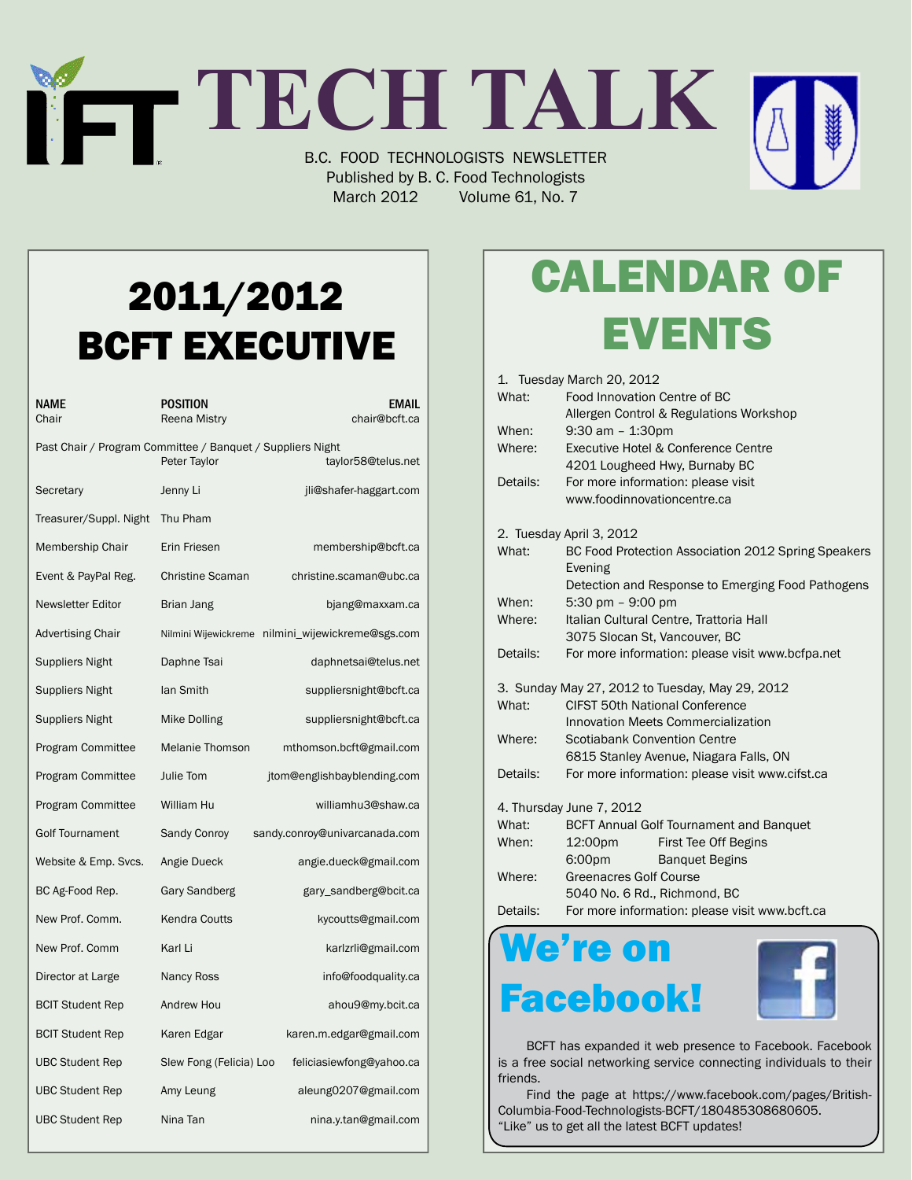# TECH TALK

B.C. FOOD TECHNOLOGISTS NEWSLETTER
Published by B. C. Food Technologists
March 2012 Volume 61, No. 7

## 2011/2012 BCFT EXECUTIVE

| NAME | POSITION | EMAIL |
|---|---|---|
| Chair | Reena Mistry | chair@bcft.ca |
| Past Chair / Program Committee / Banquet / Suppliers Night | Peter Taylor | taylor58@telus.net |
| Secretary | Jenny Li | jli@shafer-haggart.com |
| Treasurer/Suppl. Night | Thu Pham | |
| Membership Chair | Erin Friesen | membership@bcft.ca |
| Event & PayPal Reg. | Christine Scaman | christine.scaman@ubc.ca |
| Newsletter Editor | Brian Jang | bjang@maxxam.ca |
| Advertising Chair | Nilmini Wijewickreme | nilmini_wijewickreme@sgs.com |
| Suppliers Night | Daphne Tsai | daphnetsai@telus.net |
| Suppliers Night | Ian Smith | suppliersnight@bcft.ca |
| Suppliers Night | Mike Dolling | suppliersnight@bcft.ca |
| Program Committee | Melanie Thomson | mthomson.bcft@gmail.com |
| Program Committee | Julie Tom | jtom@englishbayblending.com |
| Program Committee | William Hu | williamhu3@shaw.ca |
| Golf Tournament | Sandy Conroy | sandy.conroy@univarcanada.com |
| Website & Emp. Svcs. | Angie Dueck | angie.dueck@gmail.com |
| BC Ag-Food Rep. | Gary Sandberg | gary_sandberg@bcit.ca |
| New Prof. Comm. | Kendra Coutts | kycoutts@gmail.com |
| New Prof. Comm | Karl Li | karlzrli@gmail.com |
| Director at Large | Nancy Ross | info@foodquality.ca |
| BCIT Student Rep | Andrew Hou | ahou9@my.bcit.ca |
| BCIT Student Rep | Karen Edgar | karen.m.edgar@gmail.com |
| UBC Student Rep | Slew Fong (Felicia) Loo | feliciasiewfong@yahoo.ca |
| UBC Student Rep | Amy Leung | aleung0207@gmail.com |
| UBC Student Rep | Nina Tan | nina.y.tan@gmail.com |

## CALENDAR OF EVENTS

1. Tuesday March 20, 2012
   - What: Food Innovation Centre of BC Allergen Control & Regulations Workshop
   - When: 9:30 am – 1:30pm
   - Where: Executive Hotel & Conference Centre, 4201 Lougheed Hwy, Burnaby BC
   - Details: For more information: please visit www.foodinnovationcentre.ca

2. Tuesday April 3, 2012
   - What: BC Food Protection Association 2012 Spring Speakers Evening — Detection and Response to Emerging Food Pathogens
   - When: 5:30 pm – 9:00 pm
   - Where: Italian Cultural Centre, Trattoria Hall, 3075 Slocan St, Vancouver, BC
   - Details: For more information: please visit www.bcfpa.net

3. Sunday May 27, 2012 to Tuesday, May 29, 2012
   - What: CIFST 50th National Conference — Innovation Meets Commercialization
   - Where: Scotiabank Convention Centre, 6815 Stanley Avenue, Niagara Falls, ON
   - Details: For more information: please visit www.cifst.ca

4. Thursday June 7, 2012
   - What: BCFT Annual Golf Tournament and Banquet
   - When: 12:00pm First Tee Off Begins; 6:00pm Banquet Begins
   - Where: Greenacres Golf Course, 5040 No. 6 Rd., Richmond, BC
   - Details: For more information: please visit www.bcft.ca

## We're on Facebook!

BCFT has expanded it web presence to Facebook. Facebook is a free social networking service connecting individuals to their friends.

Find the page at https://www.facebook.com/pages/British-Columbia-Food-Technologists-BCFT/180485308680605. "Like" us to get all the latest BCFT updates!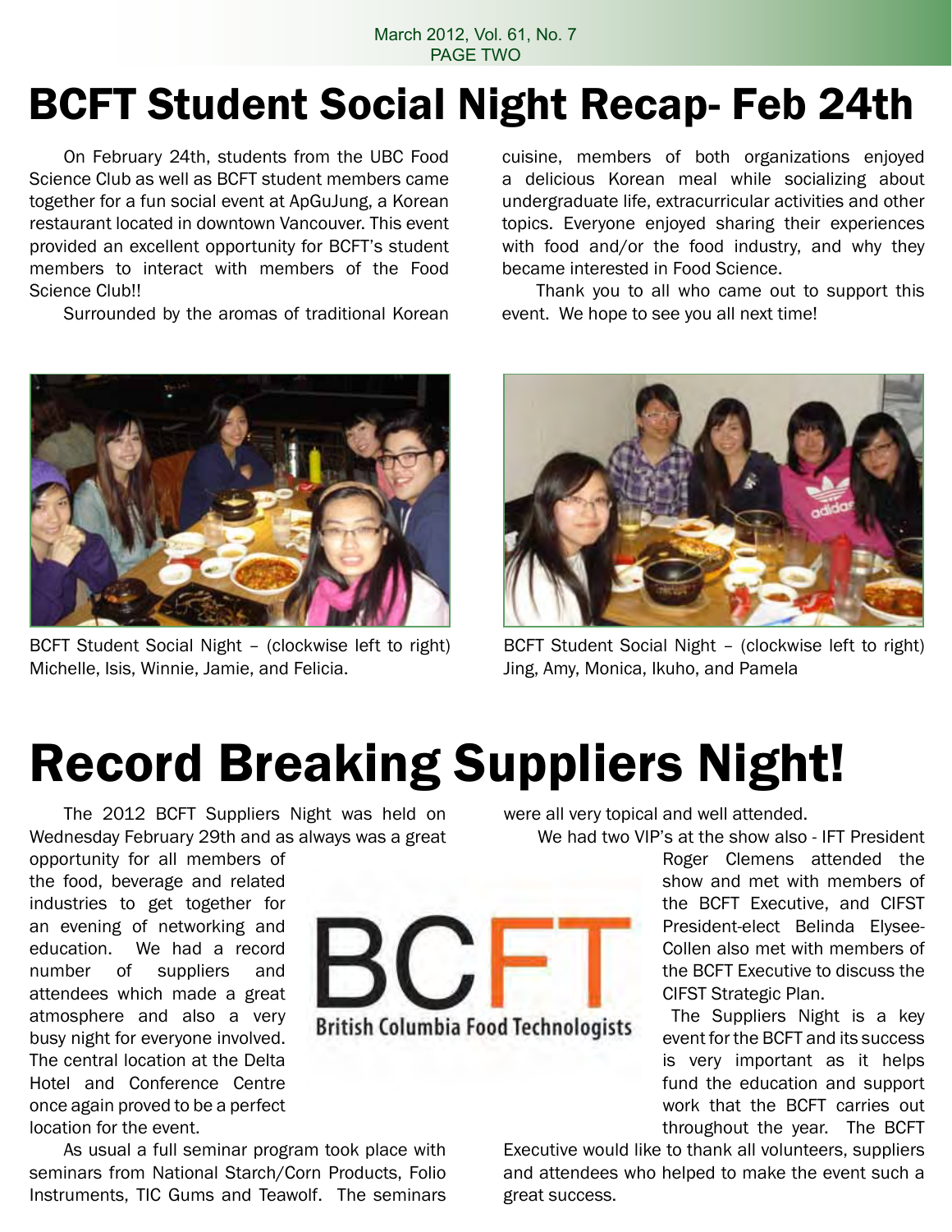# BCFT Student Social Night Recap- Feb 24th

On February 24th, students from the UBC Food Science Club as well as BCFT student members came together for a fun social event at ApGuJung, a Korean restaurant located in downtown Vancouver. This event provided an excellent opportunity for BCFT's student members to interact with members of the Food Science Club!!

Surrounded by the aromas of traditional Korean cuisine, members of both organizations enjoyed a delicious Korean meal while socializing about undergraduate life, extracurricular activities and other topics. Everyone enjoyed sharing their experiences with food and/or the food industry, and why they became interested in Food Science.

Thank you to all who came out to support this event. We hope to see you all next time!

BCFT Student Social Night – (clockwise left to right) Michelle, Isis, Winnie, Jamie, and Felicia.

BCFT Student Social Night – (clockwise left to right) Jing, Amy, Monica, Ikuho, and Pamela

# Record Breaking Suppliers Night!

The 2012 BCFT Suppliers Night was held on Wednesday February 29th and as always was a great opportunity for all members of the food, beverage and related industries to get together for an evening of networking and education. We had a record number of suppliers and attendees which made a great atmosphere and also a very busy night for everyone involved. The central location at the Delta Hotel and Conference Centre once again proved to be a perfect location for the event.

As usual a full seminar program took place with seminars from National Starch/Corn Products, Folio Instruments, TIC Gums and Teawolf. The seminars were all very topical and well attended.

We had two VIP's at the show also - IFT President Roger Clemens attended the show and met with members of the BCFT Executive, and CIFST President-elect Belinda Elysee-Collen also met with members of the BCFT Executive to discuss the CIFST Strategic Plan.

The Suppliers Night is a key event for the BCFT and its success is very important as it helps fund the education and support work that the BCFT carries out throughout the year. The BCFT Executive would like to thank all volunteers, suppliers and attendees who helped to make the event such a great success.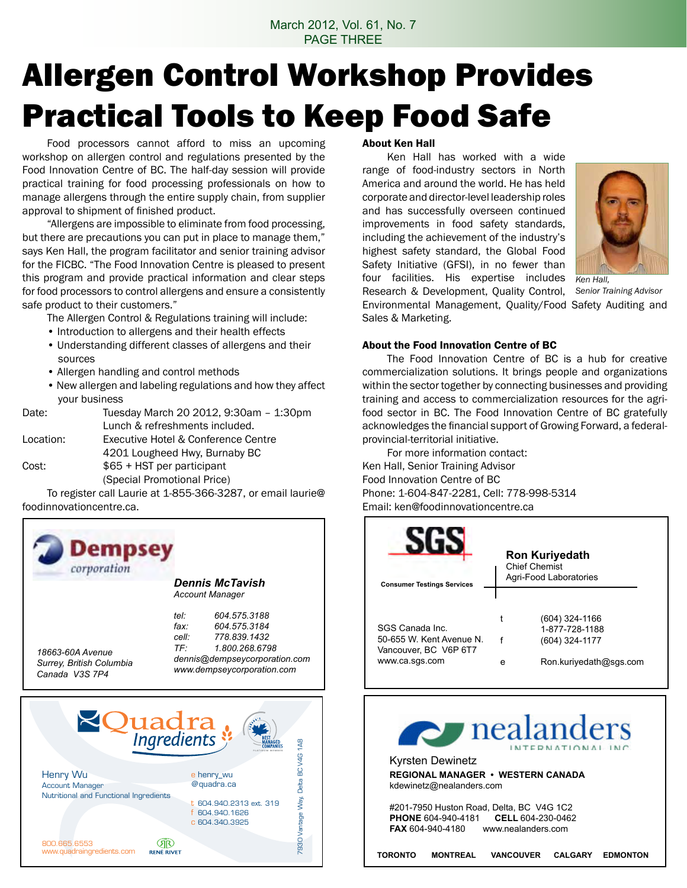# Allergen Control Workshop Provides Practical Tools to Keep Food Safe

Food processors cannot afford to miss an upcoming workshop on allergen control and regulations presented by the Food Innovation Centre of BC. The half-day session will provide practical training for food processing professionals on how to manage allergens through the entire supply chain, from supplier approval to shipment of finished product.

"Allergens are impossible to eliminate from food processing, but there are precautions you can put in place to manage them," says Ken Hall, the program facilitator and senior training advisor for the FICBC. "The Food Innovation Centre is pleased to present this program and provide practical information and clear steps for food processors to control allergens and ensure a consistently safe product to their customers."

The Allergen Control & Regulations training will include:

- Introduction to allergens and their health effects
- Understanding different classes of allergens and their sources
- Allergen handling and control methods
- New allergen and labeling regulations and how they affect your business

Date: Tuesday March 20 2012, 9:30am – 1:30pm
Lunch & refreshments included.

Location: Executive Hotel & Conference Centre
4201 Lougheed Hwy, Burnaby BC

Cost: $65 + HST per participant
(Special Promotional Price)

To register call Laurie at 1-855-366-3287, or email laurie@foodinnovationcentre.ca.

### About Ken Hall

Ken Hall has worked with a wide range of food-industry sectors in North America and around the world. He has held corporate and director-level leadership roles and has successfully overseen continued improvements in food safety standards, including the achievement of the industry's highest safety standard, the Global Food Safety Initiative (GFSI), in no fewer than four facilities. His expertise includes Research & Development, Quality Control, Environmental Management, Quality/Food Safety Auditing and Sales & Marketing.

*Ken Hall, Senior Training Advisor*

### About the Food Innovation Centre of BC

The Food Innovation Centre of BC is a hub for creative commercialization solutions. It brings people and organizations within the sector together by connecting businesses and providing training and access to commercialization resources for the agri-food sector in BC. The Food Innovation Centre of BC gratefully acknowledges the financial support of Growing Forward, a federal-provincial-territorial initiative.

For more information contact:
Ken Hall, Senior Training Advisor
Food Innovation Centre of BC
Phone: 1-604-847-2281, Cell: 778-998-5314
Email: ken@foodinnovationcentre.ca

---

**Dempsey corporation**

***Dennis McTavish***
*Account Manager*

*tel: 604.575.3188*
*fax: 604.575.3184*
*cell: 778.839.1432*
*TF: 1.800.268.6798*
*dennis@dempseycorporation.com*
*www.dempseycorporation.com*

*18663-60A Avenue*
*Surrey, British Columbia*
*Canada V3S 7P4*

---

**SGS**
Consumer Testings Services

**Ron Kuriyedath**
Chief Chemist
Agri-Food Laboratories

SGS Canada Inc.
50-655 W. Kent Avenue N.
Vancouver, BC V6P 6T7
www.ca.sgs.com

t (604) 324-1166
1-877-728-1188
f (604) 324-1177
e Ron.kuriyedath@sgs.com

---

**Quadra Ingredients**

Henry Wu
Account Manager
Nutritional and Functional Ingredients

e henry_wu@quadra.ca
t 604.940.2313 ext. 319
f 604.940.1626
c 604.340.3925

7930 Vantage Way, Delta BC V4G 1A8

800.665.6553
www.quadraingredients.com

RENÉ RIVET

---

**nealanders INTERNATIONAL INC**

Kyrsten Dewinetz
**REGIONAL MANAGER • WESTERN CANADA**
kdewinetz@nealanders.com

#201-7950 Huston Road, Delta, BC V4G 1C2
**PHONE** 604-940-4181 **CELL** 604-230-0462
**FAX** 604-940-4180 www.nealanders.com

**TORONTO MONTREAL VANCOUVER CALGARY EDMONTON**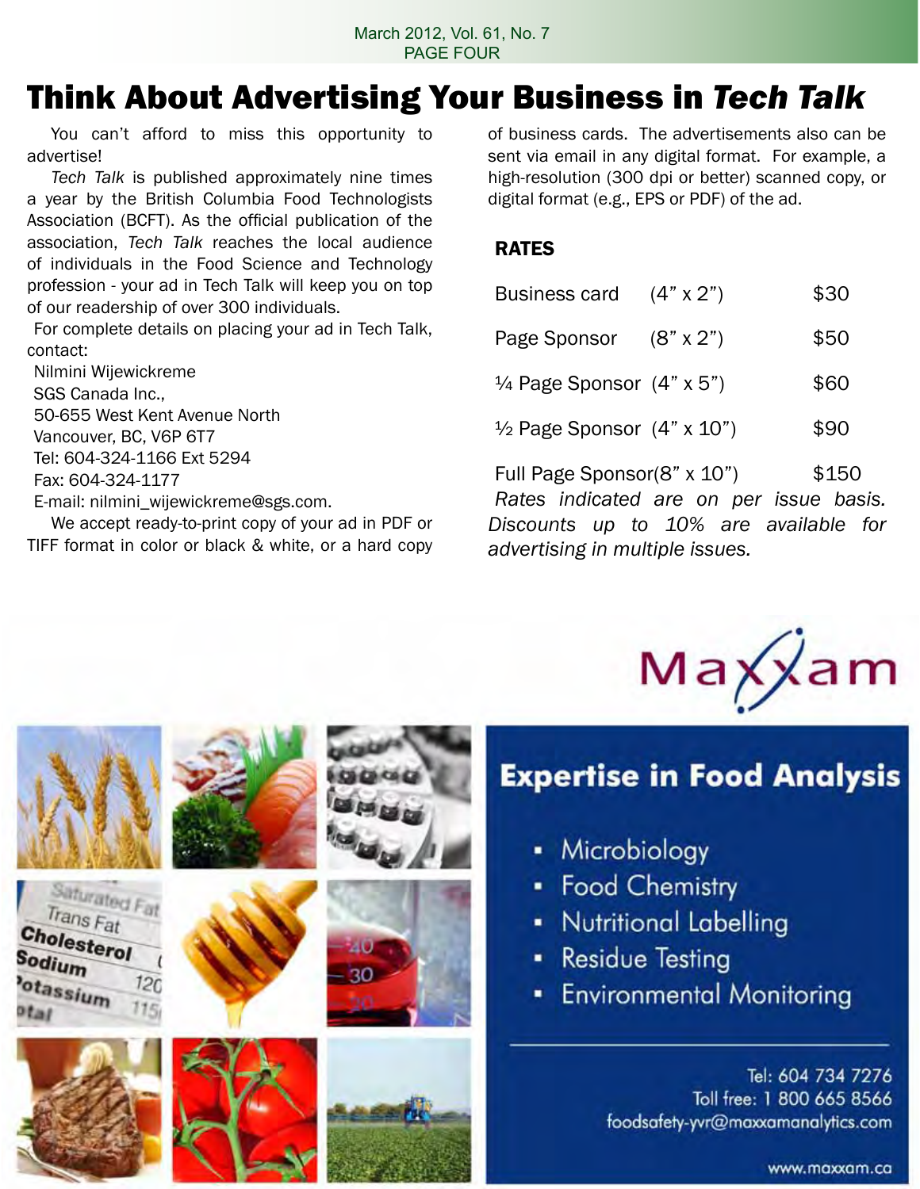# Think About Advertising Your Business in *Tech Talk*

You can't afford to miss this opportunity to advertise!

*Tech Talk* is published approximately nine times a year by the British Columbia Food Technologists Association (BCFT). As the official publication of the association, *Tech Talk* reaches the local audience of individuals in the Food Science and Technology profession - your ad in Tech Talk will keep you on top of our readership of over 300 individuals.

For complete details on placing your ad in Tech Talk, contact:

Nilmini Wijewickreme
SGS Canada Inc.,
50-655 West Kent Avenue North
Vancouver, BC, V6P 6T7
Tel: 604-324-1166 Ext 5294
Fax: 604-324-1177
E-mail: nilmini_wijewickreme@sgs.com.

We accept ready-to-print copy of your ad in PDF or TIFF format in color or black & white, or a hard copy of business cards. The advertisements also can be sent via email in any digital format. For example, a high-resolution (300 dpi or better) scanned copy, or digital format (e.g., EPS or PDF) of the ad.

## RATES

| | | |
|---|---|---|
| Business card | (4" x 2") | $30 |
| Page Sponsor | (8" x 2") | $50 |
| ¼ Page Sponsor | (4" x 5") | $60 |
| ½ Page Sponsor | (4" x 10") | $90 |
| Full Page Sponsor | (8" x 10") | $150 |

*Rates indicated are on per issue basis. Discounts up to 10% are available for advertising in multiple issues.*

Maxxam

**Expertise in Food Analysis**

- Microbiology
- Food Chemistry
- Nutritional Labelling
- Residue Testing
- Environmental Monitoring

Tel: 604 734 7276
Toll free: 1 800 665 8566
foodsafety-yvr@maxxamanalytics.com

www.maxxam.ca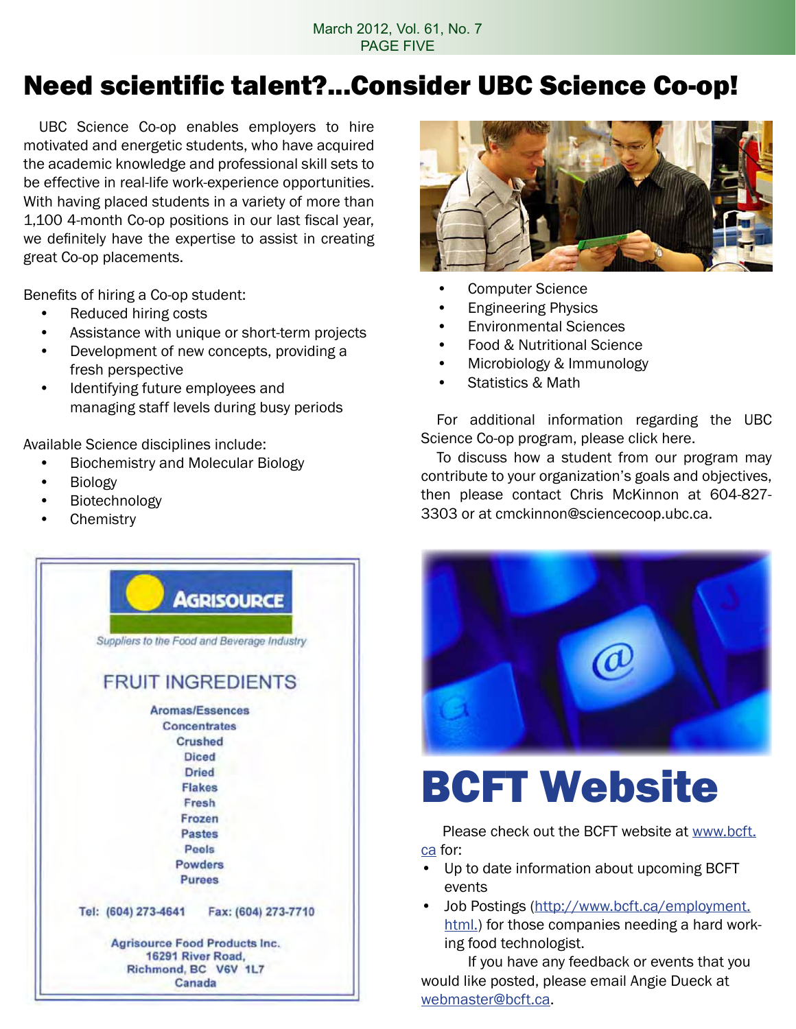# Need scientific talent?...Consider UBC Science Co-op!

UBC Science Co-op enables employers to hire motivated and energetic students, who have acquired the academic knowledge and professional skill sets to be effective in real-life work-experience opportunities. With having placed students in a variety of more than 1,100 4-month Co-op positions in our last fiscal year, we definitely have the expertise to assist in creating great Co-op placements.

Benefits of hiring a Co-op student:

- Reduced hiring costs
- Assistance with unique or short-term projects
- Development of new concepts, providing a fresh perspective
- Identifying future employees and managing staff levels during busy periods

Available Science disciplines include:

- Biochemistry and Molecular Biology
- Biology
- Biotechnology
- Chemistry
- Computer Science
- Engineering Physics
- Environmental Sciences
- Food & Nutritional Science
- Microbiology & Immunology
- Statistics & Math

For additional information regarding the UBC Science Co-op program, please click here.

To discuss how a student from our program may contribute to your organization's goals and objectives, then please contact Chris McKinnon at 604-827-3303 or at cmckinnon@sciencecoop.ubc.ca.

AGRISOURCE

*Suppliers to the Food and Beverage Industry*

FRUIT INGREDIENTS

Aromas/Essences
Concentrates
Crushed
Diced
Dried
Flakes
Fresh
Frozen
Pastes
Peels
Powders
Purees

Tel: (604) 273-4641 Fax: (604) 273-7710

Agrisource Food Products Inc.
16291 River Road,
Richmond, BC V6V 1L7
Canada

# BCFT Website

Please check out the BCFT website at www.bcft.ca for:

- Up to date information about upcoming BCFT events
- Job Postings (http://www.bcft.ca/employment.html.) for those companies needing a hard working food technologist.

If you have any feedback or events that you would like posted, please email Angie Dueck at webmaster@bcft.ca.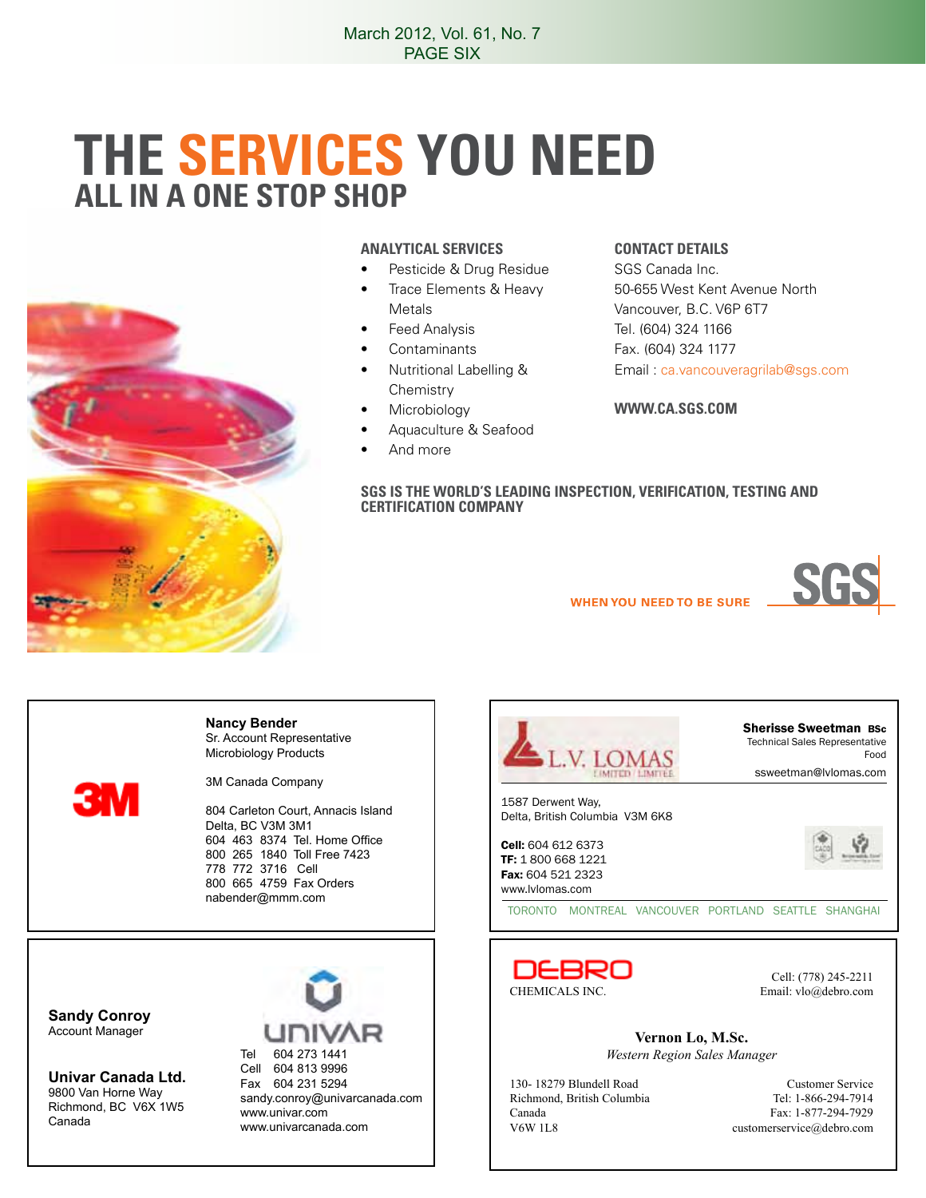# THE SERVICES YOU NEED
## ALL IN A ONE STOP SHOP

### ANALYTICAL SERVICES

- Pesticide & Drug Residue
- Trace Elements & Heavy Metals
- Feed Analysis
- Contaminants
- Nutritional Labelling & Chemistry
- Microbiology
- Aquaculture & Seafood
- And more

### CONTACT DETAILS

SGS Canada Inc.
50-655 West Kent Avenue North
Vancouver, B.C. V6P 6T7
Tel. (604) 324 1166
Fax. (604) 324 1177
Email : ca.vancouveragrilab@sgs.com

**WWW.CA.SGS.COM**

**SGS IS THE WORLD'S LEADING INSPECTION, VERIFICATION, TESTING AND CERTIFICATION COMPANY**

WHEN YOU NEED TO BE SURE — SGS

---

3M

**Nancy Bender**
Sr. Account Representative
Microbiology Products

3M Canada Company

804 Carleton Court, Annacis Island
Delta, BC V3M 3M1
604 463 8374 Tel. Home Office
800 265 1840 Toll Free 7423
778 772 3716 Cell
800 665 4759 Fax Orders
nabender@mmm.com

---

L.V. LOMAS LIMITED | LIMITÉE

**Sherisse Sweetman BSc**
Technical Sales Representative
Food
ssweetman@lvlomas.com

1587 Derwent Way,
Delta, British Columbia V3M 6K8

**Cell:** 604 612 6373
**TF:** 1 800 668 1221
**Fax:** 604 521 2323
www.lvlomas.com

TORONTO MONTREAL VANCOUVER PORTLAND SEATTLE SHANGHAI

---

UNIVAR

**Sandy Conroy**
Account Manager

**Univar Canada Ltd.**
9800 Van Horne Way
Richmond, BC V6X 1W5
Canada

Tel 604 273 1441
Cell 604 813 9996
Fax 604 231 5294
sandy.conroy@univarcanada.com
www.univar.com
www.univarcanada.com

---

DEBRO CHEMICALS INC.

Cell: (778) 245-2211
Email: vlo@debro.com

**Vernon Lo, M.Sc.**
*Western Region Sales Manager*

130- 18279 Blundell Road
Richmond, British Columbia
Canada
V6W 1L8

Customer Service
Tel: 1-866-294-7914
Fax: 1-877-294-7929
customerservice@debro.com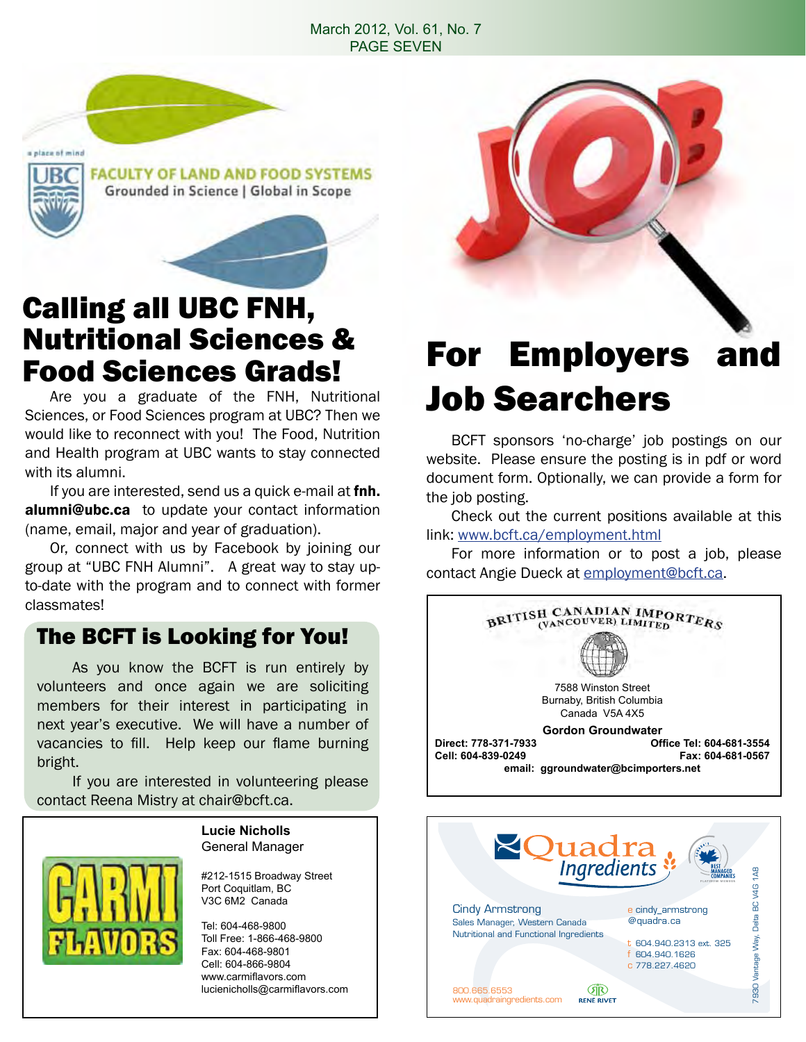FACULTY OF LAND AND FOOD SYSTEMS
Grounded in Science | Global in Scope

# Calling all UBC FNH, Nutritional Sciences & Food Sciences Grads!

Are you a graduate of the FNH, Nutritional Sciences, or Food Sciences program at UBC? Then we would like to reconnect with you! The Food, Nutrition and Health program at UBC wants to stay connected with its alumni.

If you are interested, send us a quick e-mail at **fnh.alumni@ubc.ca** to update your contact information (name, email, major and year of graduation).

Or, connect with us by Facebook by joining our group at "UBC FNH Alumni". A great way to stay up-to-date with the program and to connect with former classmates!

## The BCFT is Looking for You!

As you know the BCFT is run entirely by volunteers and once again we are soliciting members for their interest in participating in next year's executive. We will have a number of vacancies to fill. Help keep our flame burning bright.

If you are interested in volunteering please contact Reena Mistry at chair@bcft.ca.

CARMI FLAVORS

**Lucie Nicholls**
General Manager

#212-1515 Broadway Street
Port Coquitlam, BC
V3C 6M2 Canada

Tel: 604-468-9800
Toll Free: 1-866-468-9800
Fax: 604-468-9801
Cell: 604-866-9804
www.carmiflavors.com
lucienicholls@carmiflavors.com

# For Employers and Job Searchers

BCFT sponsors 'no-charge' job postings on our website. Please ensure the posting is in pdf or word document form. Optionally, we can provide a form for the job posting.

Check out the current positions available at this link: www.bcft.ca/employment.html

For more information or to post a job, please contact Angie Dueck at employment@bcft.ca.

BRITISH CANADIAN IMPORTERS (VANCOUVER) LIMITED

7588 Winston Street
Burnaby, British Columbia
Canada V5A 4X5

**Gordon Groundwater**
**Direct: 778-371-7933** **Office Tel: 604-681-3554**
**Cell: 604-839-0249** **Fax: 604-681-0567**
**email: ggroundwater@bcimporters.net**

Quadra Ingredients

Cindy Armstrong
Sales Manager, Western Canada
Nutritional and Functional Ingredients

e cindy_armstrong@quadra.ca
t 604.940.2313 ext. 325
f 604.940.1626
c 778.227.4620

800.665.6553
www.quadraingredients.com

RENÉ RIVET

7930 Vantage Way, Delta BC V4G 1A8